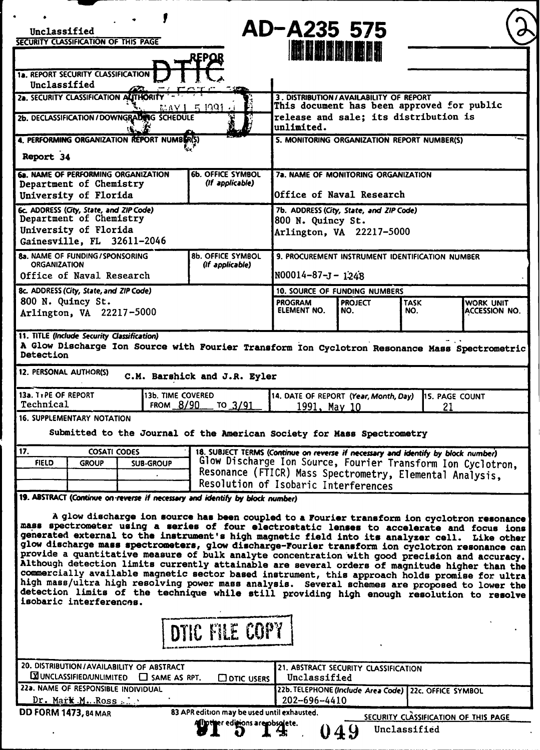Unclassified

SECURITY CLASSIFICATION OF THIS PAGE

# AD-A235 575

(2)

## REPORT DOCUMENTATION PAGE

DTIC ELECTE MAY 1 5 1991

| | |
|---|---|
| 1a. REPORT SECURITY CLASSIFICATION Unclassified | 1b. RESTRICTIVE MARKINGS |
| 2a. SECURITY CLASSIFICATION AUTHORITY | 3. DISTRIBUTION/AVAILABILITY OF REPORT This document has been approved for public release and sale; its distribution is unlimited. |
| 2b. DECLASSIFICATION/DOWNGRADING SCHEDULE | |
| 4. PERFORMING ORGANIZATION REPORT NUMBER(S) Report 34 | 5. MONITORING ORGANIZATION REPORT NUMBER(S) |
| 6a. NAME OF PERFORMING ORGANIZATION Department of Chemistry University of Florida; 6b. OFFICE SYMBOL (If applicable) | 7a. NAME OF MONITORING ORGANIZATION Office of Naval Research |
| 6c. ADDRESS (City, State, and ZIP Code) Department of Chemistry University of Florida Gainesville, FL 32611-2046 | 7b. ADDRESS (City, State, and ZIP Code) 800 N. Quincy St. Arlington, VA 22217-5000 |
| 8a. NAME OF FUNDING/SPONSORING ORGANIZATION Office of Naval Research; 8b. OFFICE SYMBOL (If applicable) | 9. PROCUREMENT INSTRUMENT IDENTIFICATION NUMBER N00014-87-J-1248 |
| 8c. ADDRESS (City, State, and ZIP Code) 800 N. Quincy St. Arlington, VA 22217-5000 | 10. SOURCE OF FUNDING NUMBERS: PROGRAM ELEMENT NO. / PROJECT NO. / TASK NO. / WORK UNIT ACCESSION NO. |

11. TITLE (Include Security Classification)
A Glow Discharge Ion Source with Fourier Transform Ion Cyclotron Resonance Mass Spectrometric Detection

12. PERSONAL AUTHOR(S) C.M. Barshick and J.R. Eyler

| 13a. TYPE OF REPORT | 13b. TIME COVERED | 14. DATE OF REPORT (Year, Month, Day) | 15. PAGE COUNT |
|---|---|---|---|
| Technical | FROM 8/90 TO 3/91 | 1991, May 10 | 21 |

16. SUPPLEMENTARY NOTATION

Submitted to the Journal of the American Society for Mass Spectrometry

| 17. COSATI CODES | | | 18. SUBJECT TERMS (Continue on reverse if necessary and identify by block number) |
|---|---|---|---|
| FIELD | GROUP | SUB-GROUP | Glow Discharge Ion Source, Fourier Transform Ion Cyclotron, Resonance (FTICR) Mass Spectrometry, Elemental Analysis, Resolution of Isobaric Interferences |

19. ABSTRACT (Continue on reverse if necessary and identify by block number)

A glow discharge ion source has been coupled to a Fourier transform ion cyclotron resonance mass spectrometer using a series of four electrostatic lenses to accelerate and focus ions generated external to the instrument's high magnetic field into its analyzer cell. Like other glow discharge mass spectrometers, glow discharge-Fourier transform ion cyclotron resonance can provide a quantitative measure of bulk analyte concentration with good precision and accuracy. Although detection limits currently attainable are several orders of magnitude higher than the commercially available magnetic sector based instrument, this approach holds promise for ultra high mass/ultra high resolving power mass analysis. Several schemes are proposed to lower the detection limits of the technique while still providing high enough resolution to resolve isobaric interferences.

DTIC FILE COPY

| | |
|---|---|
| 20. DISTRIBUTION/AVAILABILITY OF ABSTRACT ☒ UNCLASSIFIED/UNLIMITED ☐ SAME AS RPT. ☐ DTIC USERS | 21. ABSTRACT SECURITY CLASSIFICATION Unclassified |
| 22a. NAME OF RESPONSIBLE INDIVIDUAL Dr. Mark M. Ross | 22b. TELEPHONE (Include Area Code) 202-696-4410; 22c. OFFICE SYMBOL |

DD FORM 1473, 84 MAR — 83 APR edition may be used until exhausted. All other editions are obsolete.

SECURITY CLASSIFICATION OF THIS PAGE Unclassified

91 5 14 049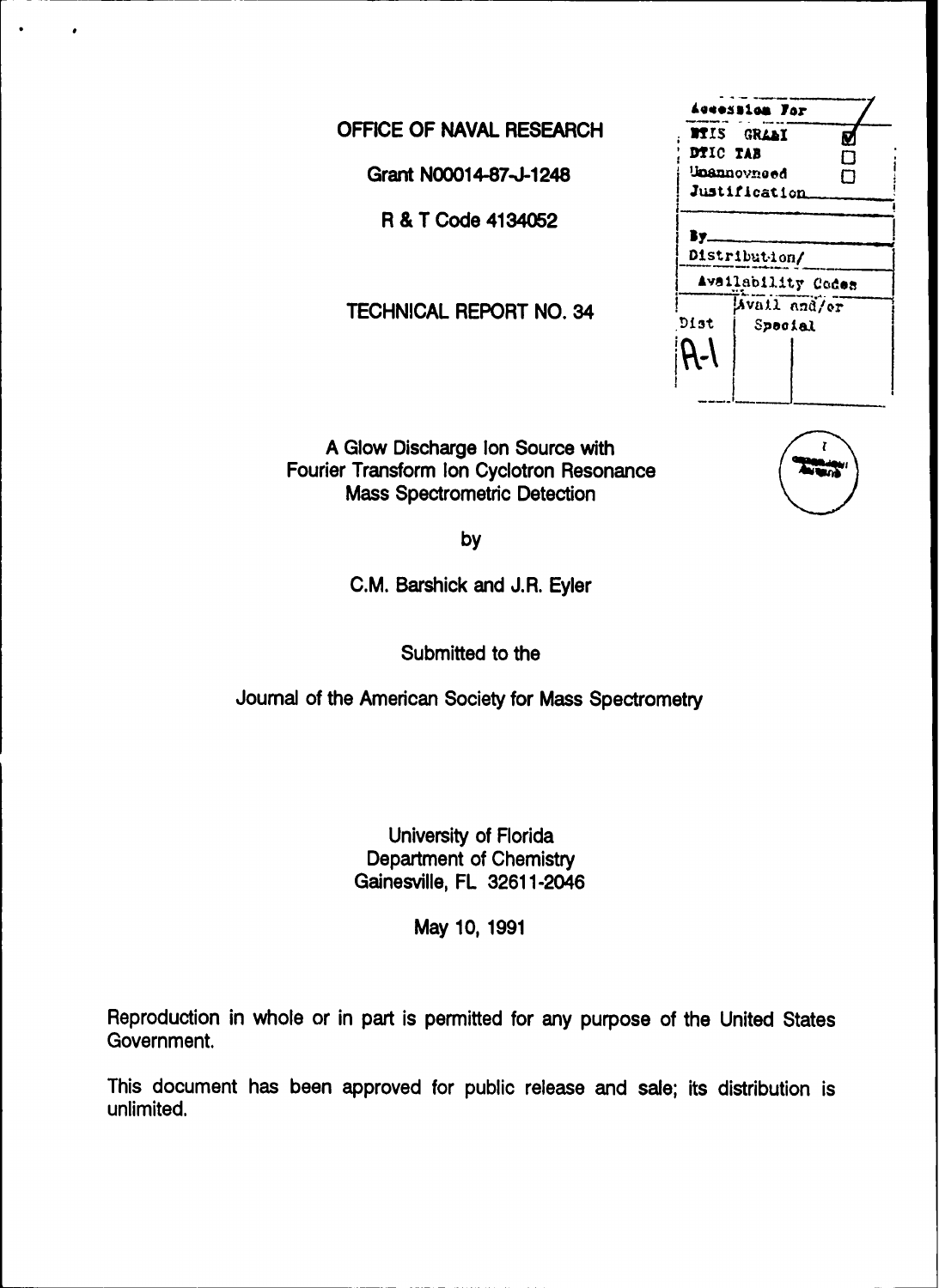OFFICE OF NAVAL RESEARCH

Grant N00014-87-J-1248

R & T Code 4134052

TECHNICAL REPORT NO. 34

| Accession For | |
|---|---|
| NTIS GRA&I | ☑ |
| DTIC TAB | ☐ |
| Unannounced | ☐ |
| Justification | |
| By | |
| Distribution/ | |
| Availability Codes | |
| Dist | Avail and/or Special |
| A-1 | |

A Glow Discharge Ion Source with Fourier Transform Ion Cyclotron Resonance Mass Spectrometric Detection

by

C.M. Barshick and J.R. Eyler

Submitted to the

Journal of the American Society for Mass Spectrometry

University of Florida
Department of Chemistry
Gainesville, FL 32611-2046

May 10, 1991

Reproduction in whole or in part is permitted for any purpose of the United States Government.

This document has been approved for public release and sale; its distribution is unlimited.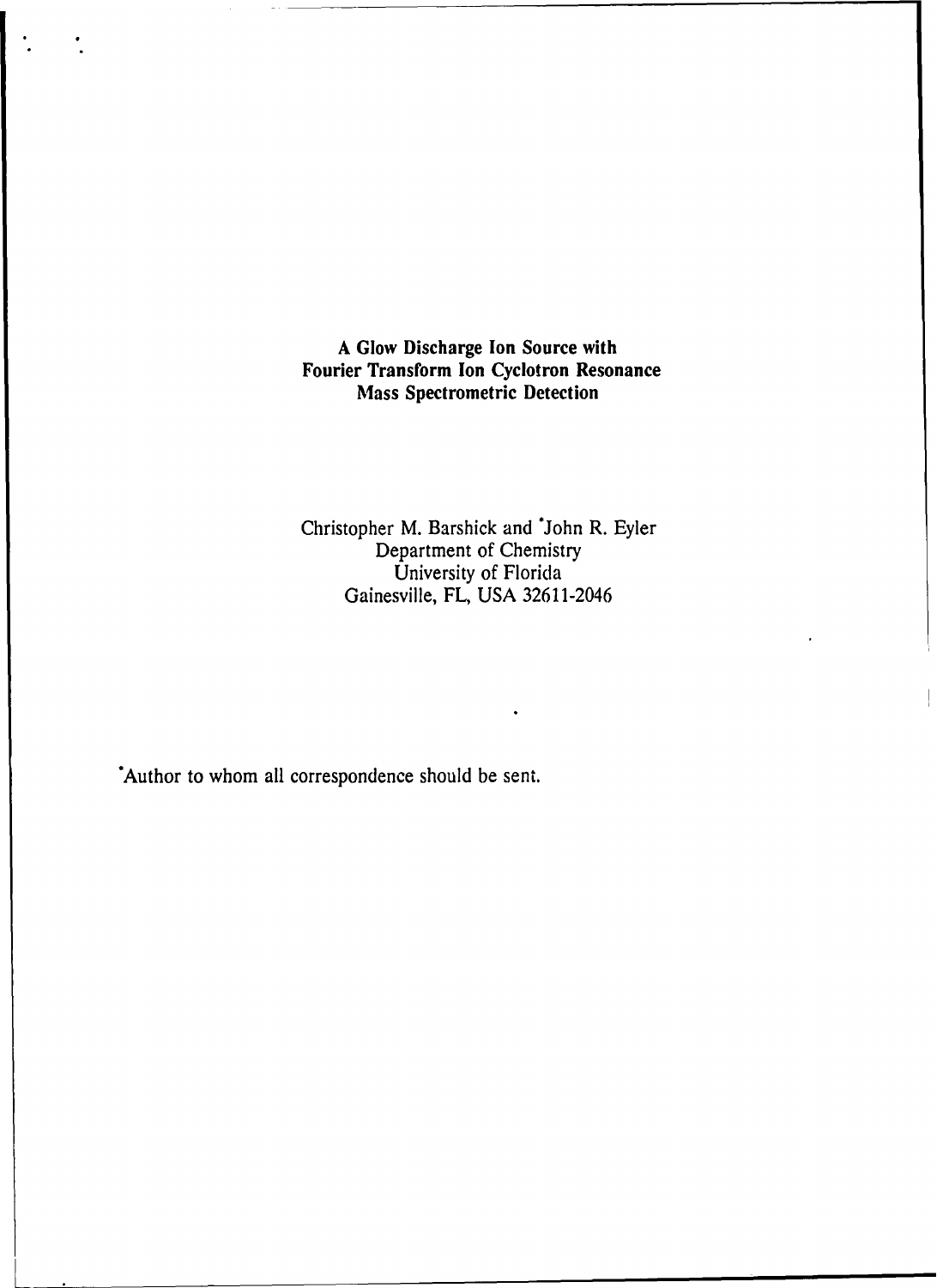# A Glow Discharge Ion Source with Fourier Transform Ion Cyclotron Resonance Mass Spectrometric Detection

Christopher M. Barshick and *John R. Eyler
Department of Chemistry
University of Florida
Gainesville, FL, USA 32611-2046

*Author to whom all correspondence should be sent.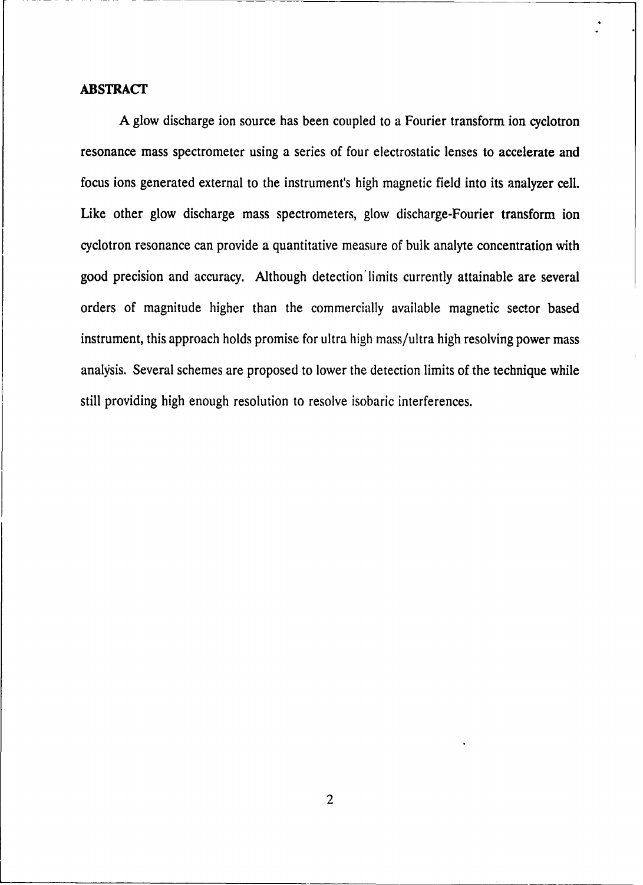## ABSTRACT

A glow discharge ion source has been coupled to a Fourier transform ion cyclotron resonance mass spectrometer using a series of four electrostatic lenses to accelerate and focus ions generated external to the instrument's high magnetic field into its analyzer cell. Like other glow discharge mass spectrometers, glow discharge-Fourier transform ion cyclotron resonance can provide a quantitative measure of bulk analyte concentration with good precision and accuracy. Although detection limits currently attainable are several orders of magnitude higher than the commercially available magnetic sector based instrument, this approach holds promise for ultra high mass/ultra high resolving power mass analysis. Several schemes are proposed to lower the detection limits of the technique while still providing high enough resolution to resolve isobaric interferences.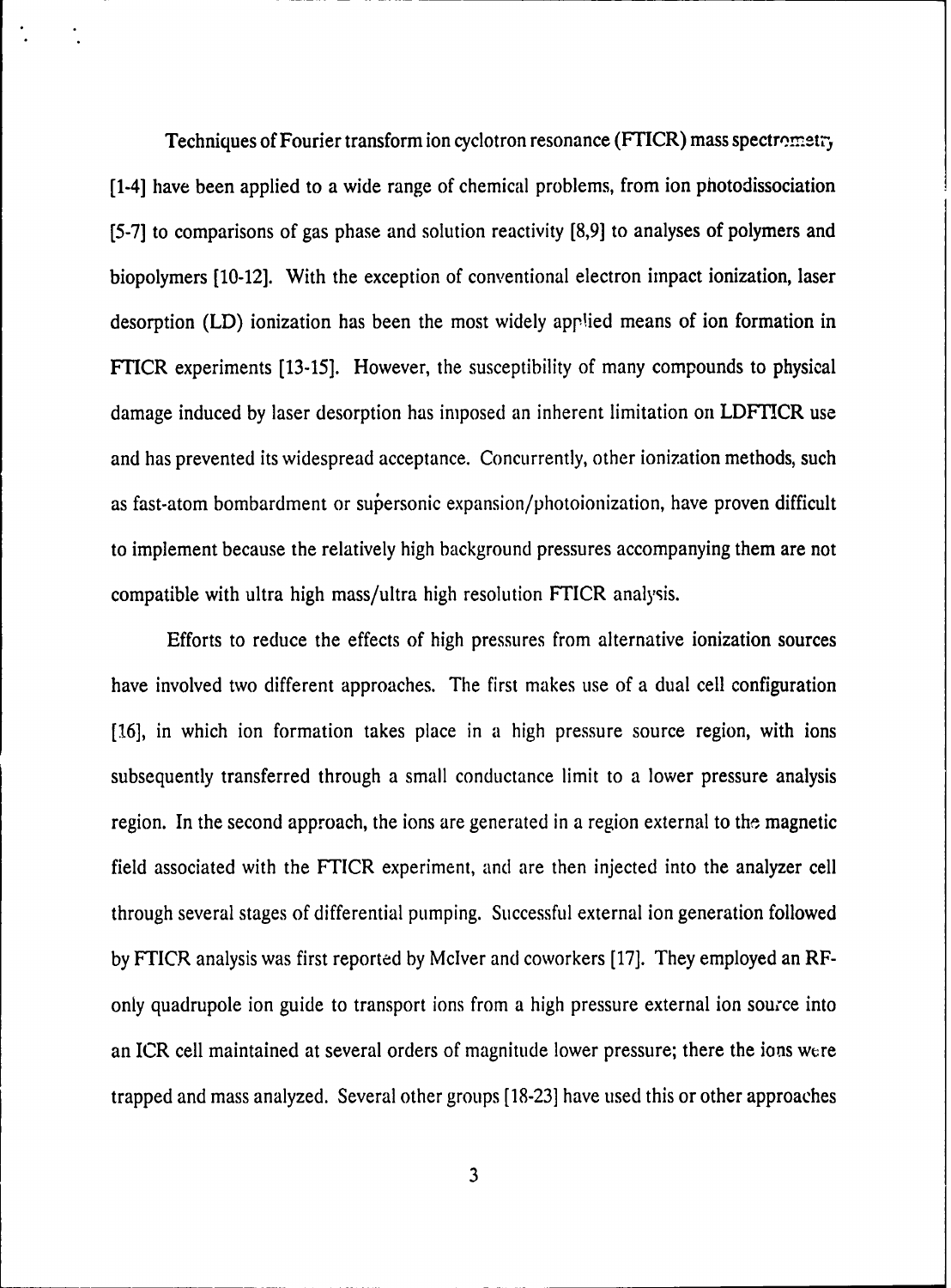Techniques of Fourier transform ion cyclotron resonance (FTICR) mass spectrometry [1-4] have been applied to a wide range of chemical problems, from ion photodissociation [5-7] to comparisons of gas phase and solution reactivity [8,9] to analyses of polymers and biopolymers [10-12]. With the exception of conventional electron impact ionization, laser desorption (LD) ionization has been the most widely applied means of ion formation in FTICR experiments [13-15]. However, the susceptibility of many compounds to physical damage induced by laser desorption has imposed an inherent limitation on LDFTICR use and has prevented its widespread acceptance. Concurrently, other ionization methods, such as fast-atom bombardment or supersonic expansion/photoionization, have proven difficult to implement because the relatively high background pressures accompanying them are not compatible with ultra high mass/ultra high resolution FTICR analysis.

Efforts to reduce the effects of high pressures from alternative ionization sources have involved two different approaches. The first makes use of a dual cell configuration [16], in which ion formation takes place in a high pressure source region, with ions subsequently transferred through a small conductance limit to a lower pressure analysis region. In the second approach, the ions are generated in a region external to the magnetic field associated with the FTICR experiment, and are then injected into the analyzer cell through several stages of differential pumping. Successful external ion generation followed by FTICR analysis was first reported by McIver and coworkers [17]. They employed an RF-only quadrupole ion guide to transport ions from a high pressure external ion source into an ICR cell maintained at several orders of magnitude lower pressure; there the ions were trapped and mass analyzed. Several other groups [18-23] have used this or other approaches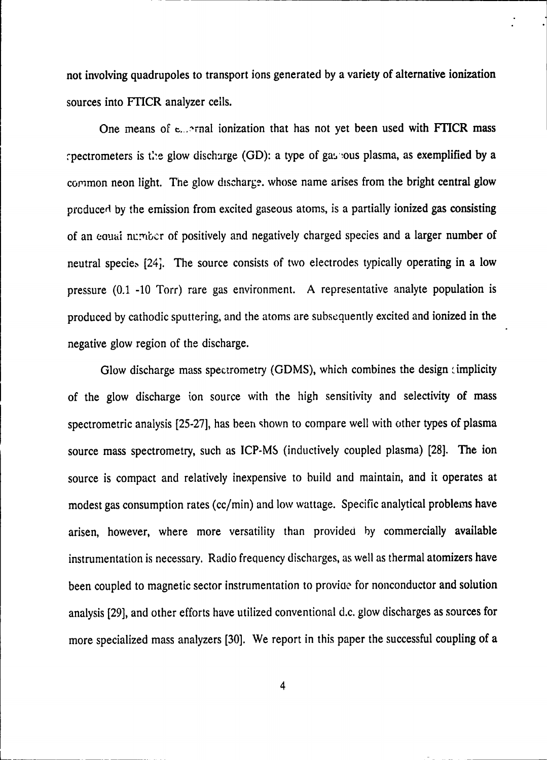not involving quadrupoles to transport ions generated by a variety of alternative ionization sources into FTICR analyzer cells.

One means of external ionization that has not yet been used with FTICR mass spectrometers is the glow discharge (GD): a type of gaseous plasma, as exemplified by a common neon light. The glow discharge, whose name arises from the bright central glow produced by the emission from excited gaseous atoms, is a partially ionized gas consisting of an equal number of positively and negatively charged species and a larger number of neutral species [24]. The source consists of two electrodes typically operating in a low pressure (0.1 -10 Torr) rare gas environment. A representative analyte population is produced by cathodic sputtering, and the atoms are subsequently excited and ionized in the negative glow region of the discharge.

Glow discharge mass spectrometry (GDMS), which combines the design simplicity of the glow discharge ion source with the high sensitivity and selectivity of mass spectrometric analysis [25-27], has been shown to compare well with other types of plasma source mass spectrometry, such as ICP-MS (inductively coupled plasma) [28]. The ion source is compact and relatively inexpensive to build and maintain, and it operates at modest gas consumption rates (cc/min) and low wattage. Specific analytical problems have arisen, however, where more versatility than provided by commercially available instrumentation is necessary. Radio frequency discharges, as well as thermal atomizers have been coupled to magnetic sector instrumentation to provide for nonconductor and solution analysis [29], and other efforts have utilized conventional d.c. glow discharges as sources for more specialized mass analyzers [30]. We report in this paper the successful coupling of a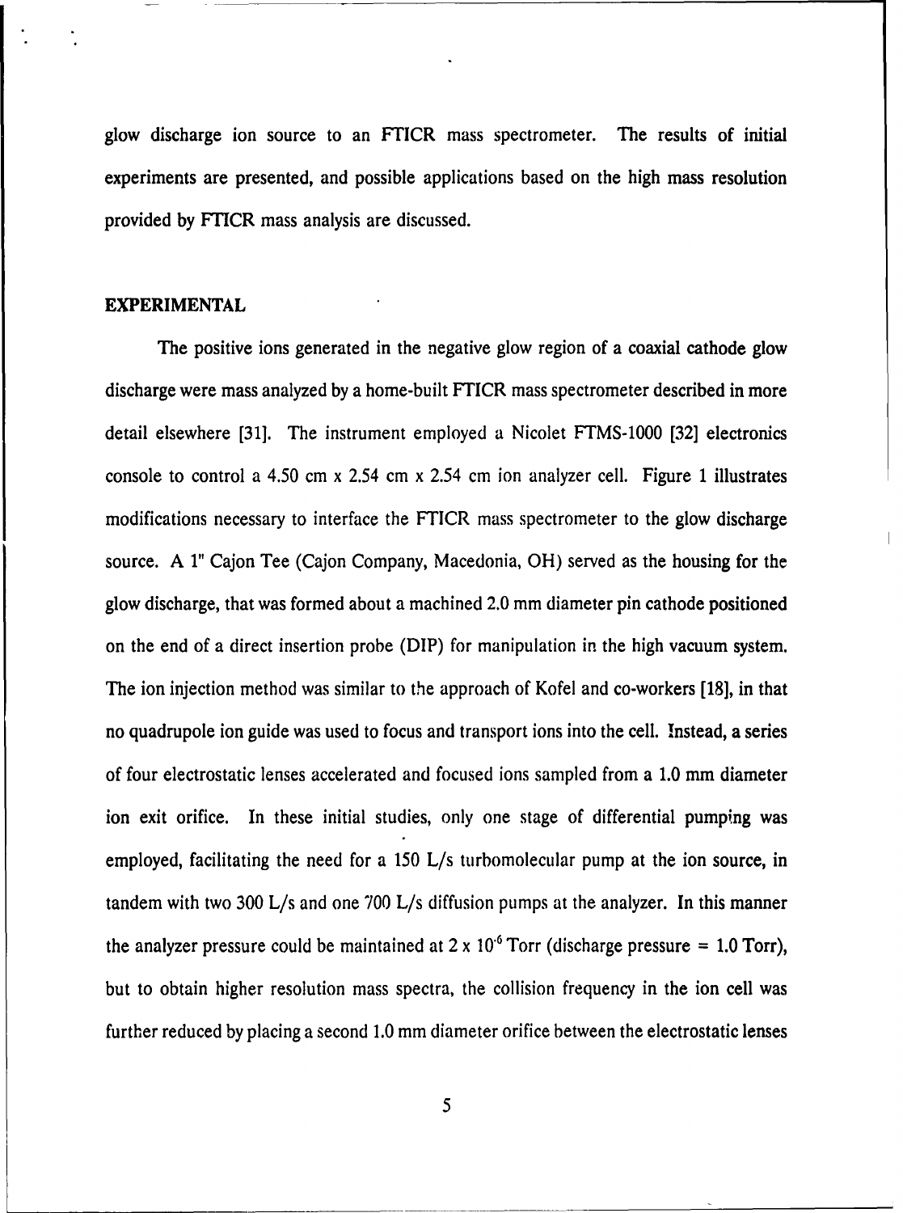glow discharge ion source to an FTICR mass spectrometer. The results of initial experiments are presented, and possible applications based on the high mass resolution provided by FTICR mass analysis are discussed.

## EXPERIMENTAL

The positive ions generated in the negative glow region of a coaxial cathode glow discharge were mass analyzed by a home-built FTICR mass spectrometer described in more detail elsewhere [31]. The instrument employed a Nicolet FTMS-1000 [32] electronics console to control a 4.50 cm x 2.54 cm x 2.54 cm ion analyzer cell. Figure 1 illustrates modifications necessary to interface the FTICR mass spectrometer to the glow discharge source. A 1" Cajon Tee (Cajon Company, Macedonia, OH) served as the housing for the glow discharge, that was formed about a machined 2.0 mm diameter pin cathode positioned on the end of a direct insertion probe (DIP) for manipulation in the high vacuum system. The ion injection method was similar to the approach of Kofel and co-workers [18], in that no quadrupole ion guide was used to focus and transport ions into the cell. Instead, a series of four electrostatic lenses accelerated and focused ions sampled from a 1.0 mm diameter ion exit orifice. In these initial studies, only one stage of differential pumping was employed, facilitating the need for a 150 L/s turbomolecular pump at the ion source, in tandem with two 300 L/s and one 700 L/s diffusion pumps at the analyzer. In this manner the analyzer pressure could be maintained at $2 \times 10^{-6}$ Torr (discharge pressure = 1.0 Torr), but to obtain higher resolution mass spectra, the collision frequency in the ion cell was further reduced by placing a second 1.0 mm diameter orifice between the electrostatic lenses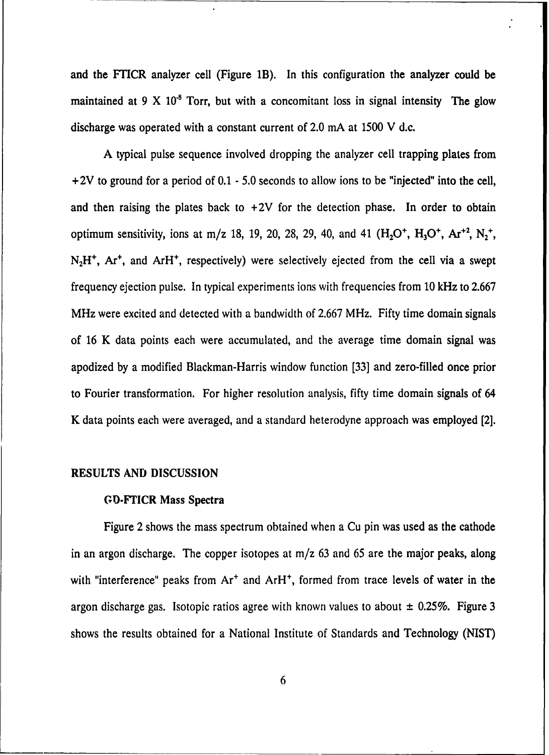and the FTICR analyzer cell (Figure 1B). In this configuration the analyzer could be maintained at $9 \times 10^{-8}$ Torr, but with a concomitant loss in signal intensity The glow discharge was operated with a constant current of 2.0 mA at 1500 V d.c.

A typical pulse sequence involved dropping the analyzer cell trapping plates from +2V to ground for a period of 0.1 - 5.0 seconds to allow ions to be "injected" into the cell, and then raising the plates back to +2V for the detection phase. In order to obtain optimum sensitivity, ions at m/z 18, 19, 20, 28, 29, 40, and 41 ($H_2O^+$, $H_3O^+$, $Ar^{+2}$, $N_2^+$, $N_2H^+$, $Ar^+$, and $ArH^+$, respectively) were selectively ejected from the cell via a swept frequency ejection pulse. In typical experiments ions with frequencies from 10 kHz to 2.667 MHz were excited and detected with a bandwidth of 2.667 MHz. Fifty time domain signals of 16 K data points each were accumulated, and the average time domain signal was apodized by a modified Blackman-Harris window function [33] and zero-filled once prior to Fourier transformation. For higher resolution analysis, fifty time domain signals of 64 K data points each were averaged, and a standard heterodyne approach was employed [2].

## RESULTS AND DISCUSSION

### GD-FTICR Mass Spectra

Figure 2 shows the mass spectrum obtained when a Cu pin was used as the cathode in an argon discharge. The copper isotopes at m/z 63 and 65 are the major peaks, along with "interference" peaks from $Ar^+$ and $ArH^+$, formed from trace levels of water in the argon discharge gas. Isotopic ratios agree with known values to about ± 0.25%. Figure 3 shows the results obtained for a National Institute of Standards and Technology (NIST)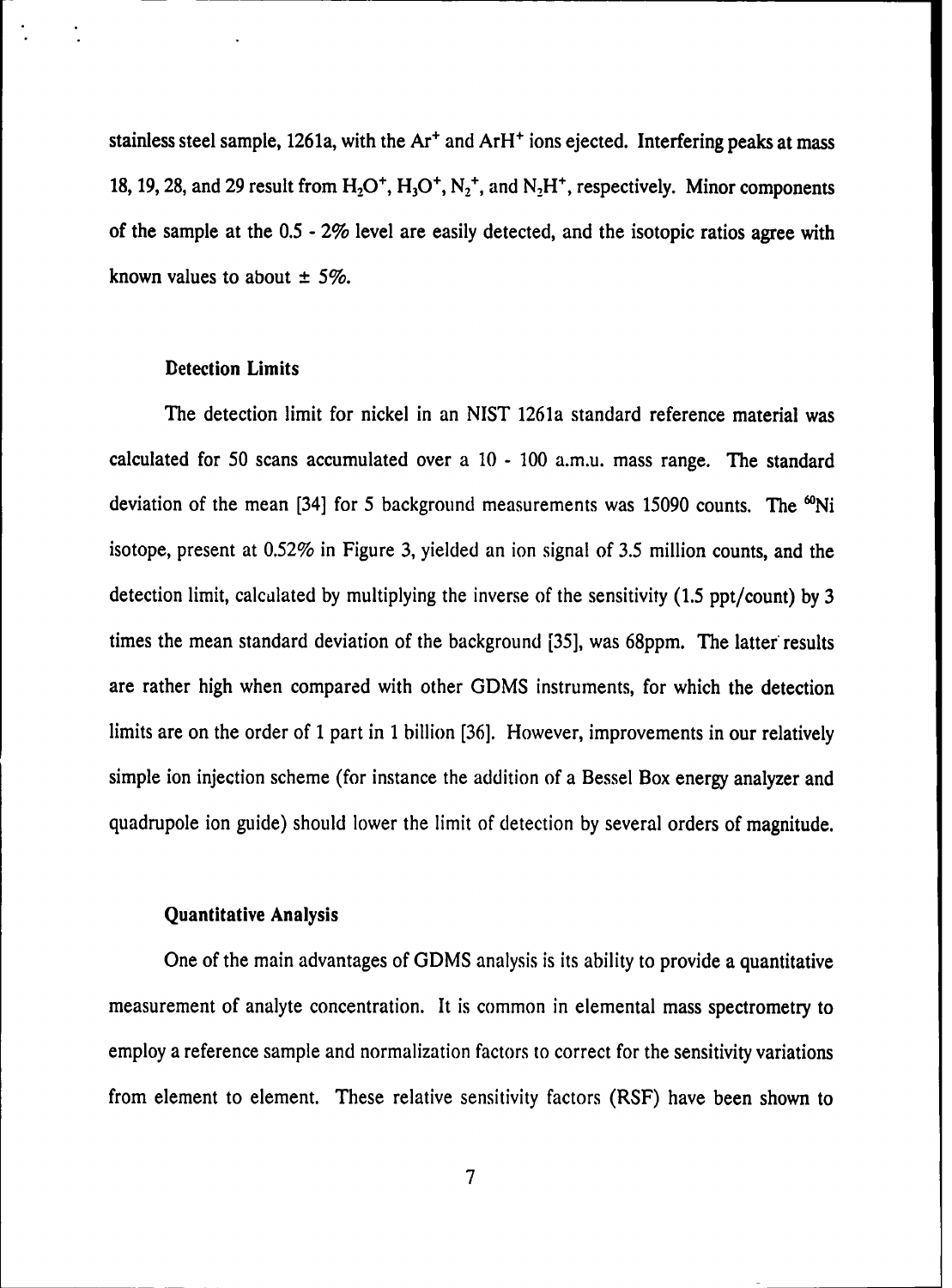stainless steel sample, 1261a, with the $Ar^+$ and $ArH^+$ ions ejected. Interfering peaks at mass 18, 19, 28, and 29 result from $H_2O^+$, $H_3O^+$, $N_2^+$, and $N_2H^+$, respectively. Minor components of the sample at the 0.5 - 2% level are easily detected, and the isotopic ratios agree with known values to about ± 5%.

### Detection Limits

The detection limit for nickel in an NIST 1261a standard reference material was calculated for 50 scans accumulated over a 10 - 100 a.m.u. mass range. The standard deviation of the mean [34] for 5 background measurements was 15090 counts. The $^{60}Ni$ isotope, present at 0.52% in Figure 3, yielded an ion signal of 3.5 million counts, and the detection limit, calculated by multiplying the inverse of the sensitivity (1.5 ppt/count) by 3 times the mean standard deviation of the background [35], was 68ppm. The latter results are rather high when compared with other GDMS instruments, for which the detection limits are on the order of 1 part in 1 billion [36]. However, improvements in our relatively simple ion injection scheme (for instance the addition of a Bessel Box energy analyzer and quadrupole ion guide) should lower the limit of detection by several orders of magnitude.

### Quantitative Analysis

One of the main advantages of GDMS analysis is its ability to provide a quantitative measurement of analyte concentration. It is common in elemental mass spectrometry to employ a reference sample and normalization factors to correct for the sensitivity variations from element to element. These relative sensitivity factors (RSF) have been shown to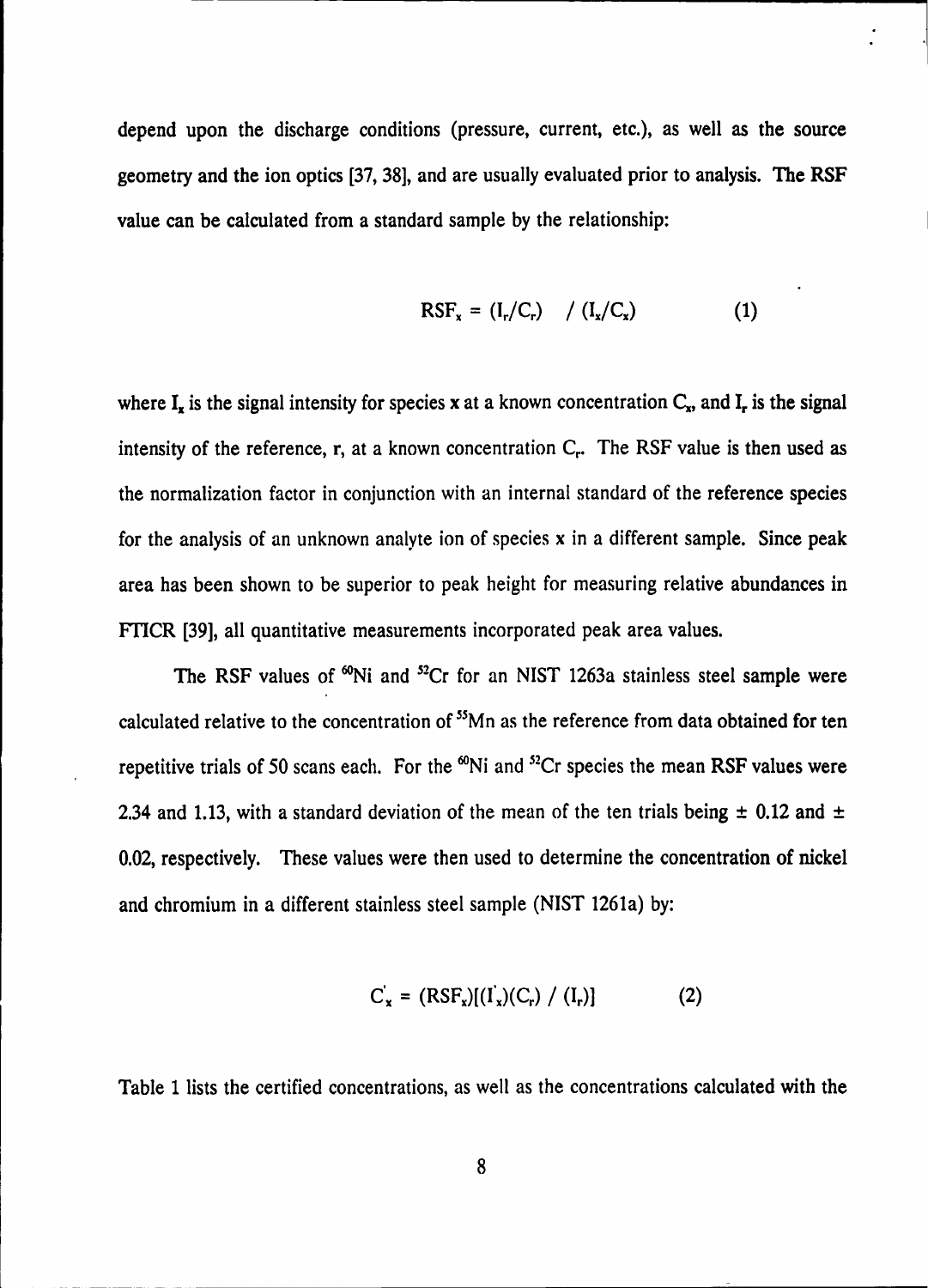depend upon the discharge conditions (pressure, current, etc.), as well as the source geometry and the ion optics [37, 38], and are usually evaluated prior to analysis. The RSF value can be calculated from a standard sample by the relationship:

$$RSF_x = (I_r/C_r) \;\; / \; (I_x/C_x) \qquad (1)$$

where $I_x$ is the signal intensity for species x at a known concentration $C_x$, and $I_r$ is the signal intensity of the reference, r, at a known concentration $C_r$. The RSF value is then used as the normalization factor in conjunction with an internal standard of the reference species for the analysis of an unknown analyte ion of species x in a different sample. Since peak area has been shown to be superior to peak height for measuring relative abundances in FTICR [39], all quantitative measurements incorporated peak area values.

The RSF values of $^{60}Ni$ and $^{52}Cr$ for an NIST 1263a stainless steel sample were calculated relative to the concentration of $^{55}Mn$ as the reference from data obtained for ten repetitive trials of 50 scans each. For the $^{60}Ni$ and $^{52}Cr$ species the mean RSF values were 2.34 and 1.13, with a standard deviation of the mean of the ten trials being ± 0.12 and ± 0.02, respectively. These values were then used to determine the concentration of nickel and chromium in a different stainless steel sample (NIST 1261a) by:

$$C_x' = (RSF_x)[(I_x')(C_r) \; / \; (I_r)] \qquad (2)$$

Table 1 lists the certified concentrations, as well as the concentrations calculated with the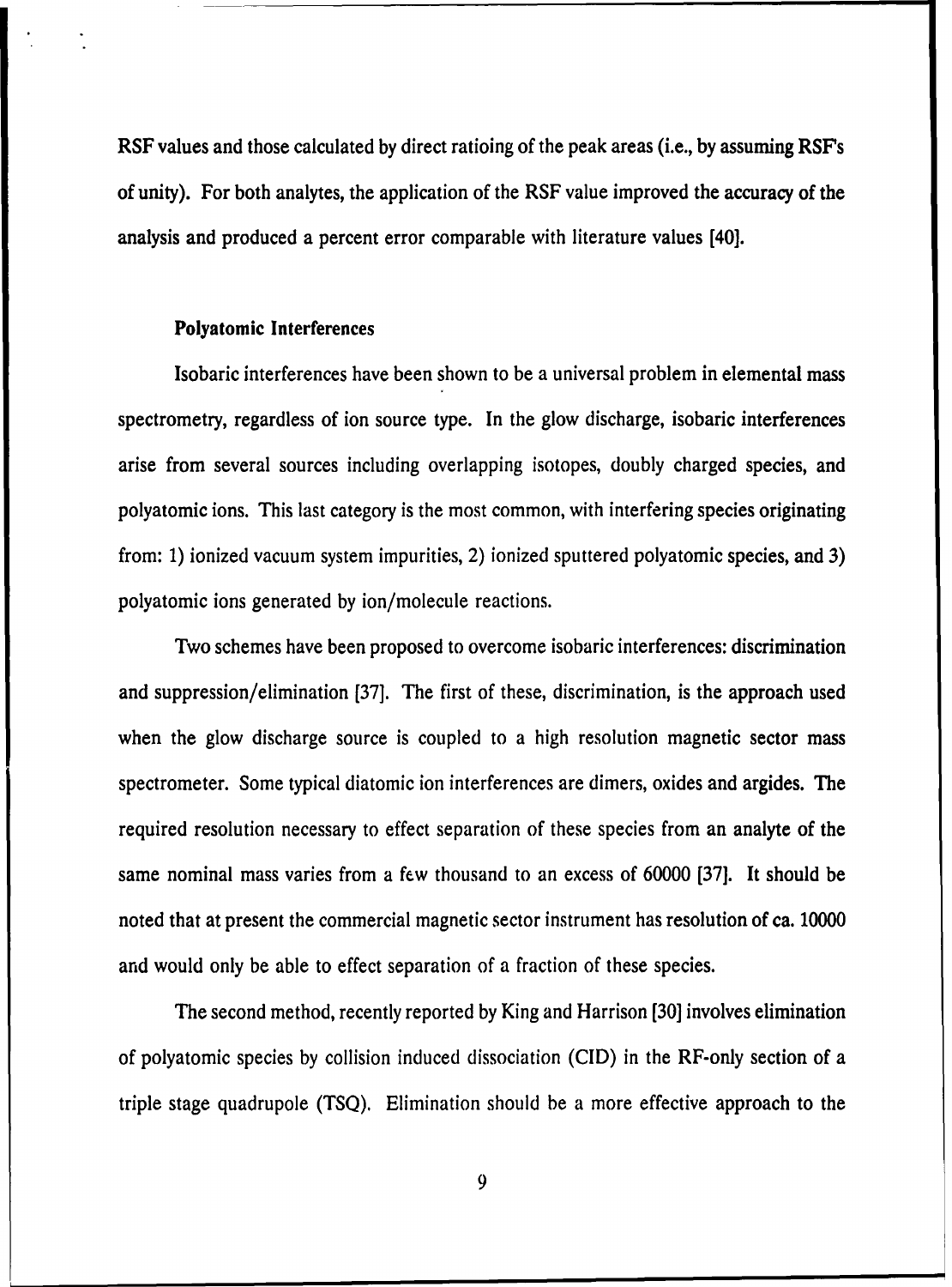RSF values and those calculated by direct ratioing of the peak areas (i.e., by assuming RSF's of unity). For both analytes, the application of the RSF value improved the accuracy of the analysis and produced a percent error comparable with literature values [40].

### Polyatomic Interferences

Isobaric interferences have been shown to be a universal problem in elemental mass spectrometry, regardless of ion source type. In the glow discharge, isobaric interferences arise from several sources including overlapping isotopes, doubly charged species, and polyatomic ions. This last category is the most common, with interfering species originating from: 1) ionized vacuum system impurities, 2) ionized sputtered polyatomic species, and 3) polyatomic ions generated by ion/molecule reactions.

Two schemes have been proposed to overcome isobaric interferences: discrimination and suppression/elimination [37]. The first of these, discrimination, is the approach used when the glow discharge source is coupled to a high resolution magnetic sector mass spectrometer. Some typical diatomic ion interferences are dimers, oxides and argides. The required resolution necessary to effect separation of these species from an analyte of the same nominal mass varies from a few thousand to an excess of 60000 [37]. It should be noted that at present the commercial magnetic sector instrument has resolution of ca. 10000 and would only be able to effect separation of a fraction of these species.

The second method, recently reported by King and Harrison [30] involves elimination of polyatomic species by collision induced dissociation (CID) in the RF-only section of a triple stage quadrupole (TSQ). Elimination should be a more effective approach to the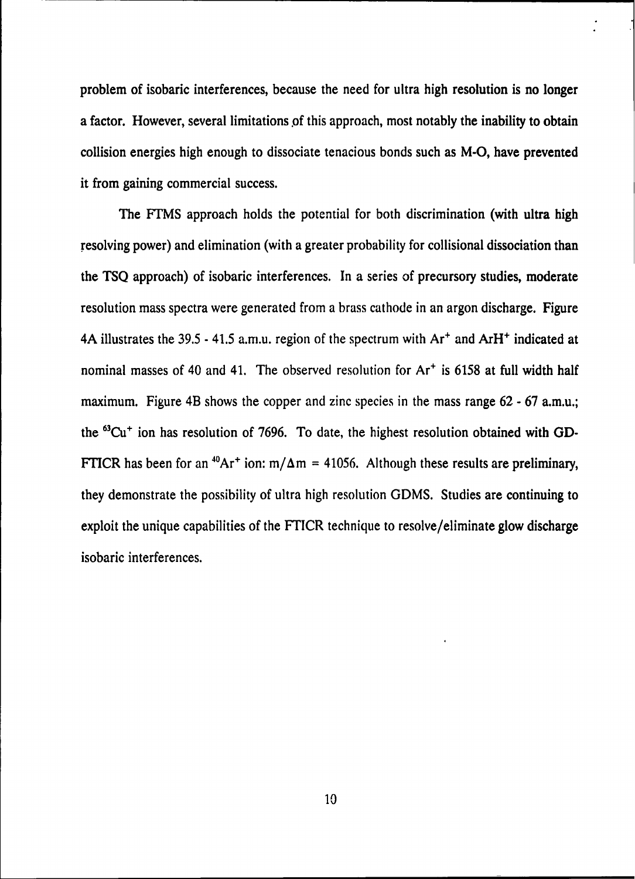problem of isobaric interferences, because the need for ultra high resolution is no longer a factor. However, several limitations of this approach, most notably the inability to obtain collision energies high enough to dissociate tenacious bonds such as M-O, have prevented it from gaining commercial success.

The FTMS approach holds the potential for both discrimination (with ultra high resolving power) and elimination (with a greater probability for collisional dissociation than the TSQ approach) of isobaric interferences. In a series of precursory studies, moderate resolution mass spectra were generated from a brass cathode in an argon discharge. Figure 4A illustrates the 39.5 - 41.5 a.m.u. region of the spectrum with $Ar^+$ and $ArH^+$ indicated at nominal masses of 40 and 41. The observed resolution for $Ar^+$ is 6158 at full width half maximum. Figure 4B shows the copper and zinc species in the mass range 62 - 67 a.m.u.; the $^{63}Cu^+$ ion has resolution of 7696. To date, the highest resolution obtained with GD-FTICR has been for an $^{40}Ar^+$ ion: $m/\Delta m = 41056$. Although these results are preliminary, they demonstrate the possibility of ultra high resolution GDMS. Studies are continuing to exploit the unique capabilities of the FTICR technique to resolve/eliminate glow discharge isobaric interferences.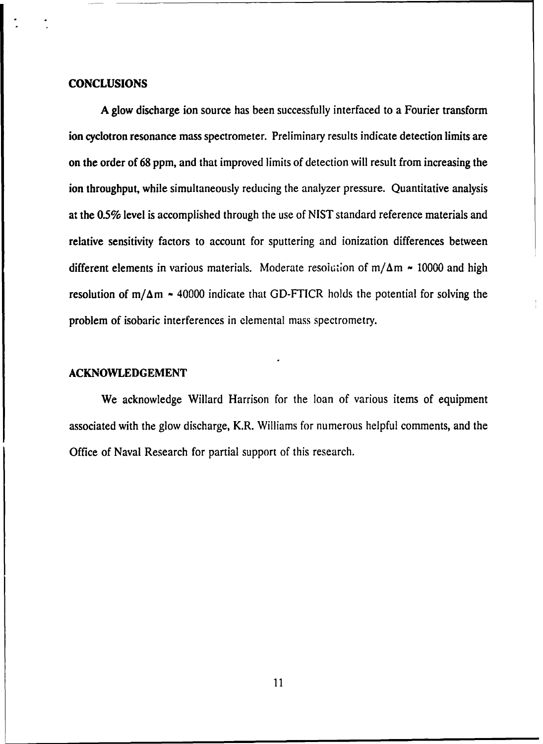## CONCLUSIONS

A glow discharge ion source has been successfully interfaced to a Fourier transform ion cyclotron resonance mass spectrometer. Preliminary results indicate detection limits are on the order of 68 ppm, and that improved limits of detection will result from increasing the ion throughput, while simultaneously reducing the analyzer pressure. Quantitative analysis at the 0.5% level is accomplished through the use of NIST standard reference materials and relative sensitivity factors to account for sputtering and ionization differences between different elements in various materials. Moderate resolution of $m/\Delta m \sim 10000$ and high resolution of $m/\Delta m \sim 40000$ indicate that GD-FTICR holds the potential for solving the problem of isobaric interferences in elemental mass spectrometry.

## ACKNOWLEDGEMENT

We acknowledge Willard Harrison for the loan of various items of equipment associated with the glow discharge, K.R. Williams for numerous helpful comments, and the Office of Naval Research for partial support of this research.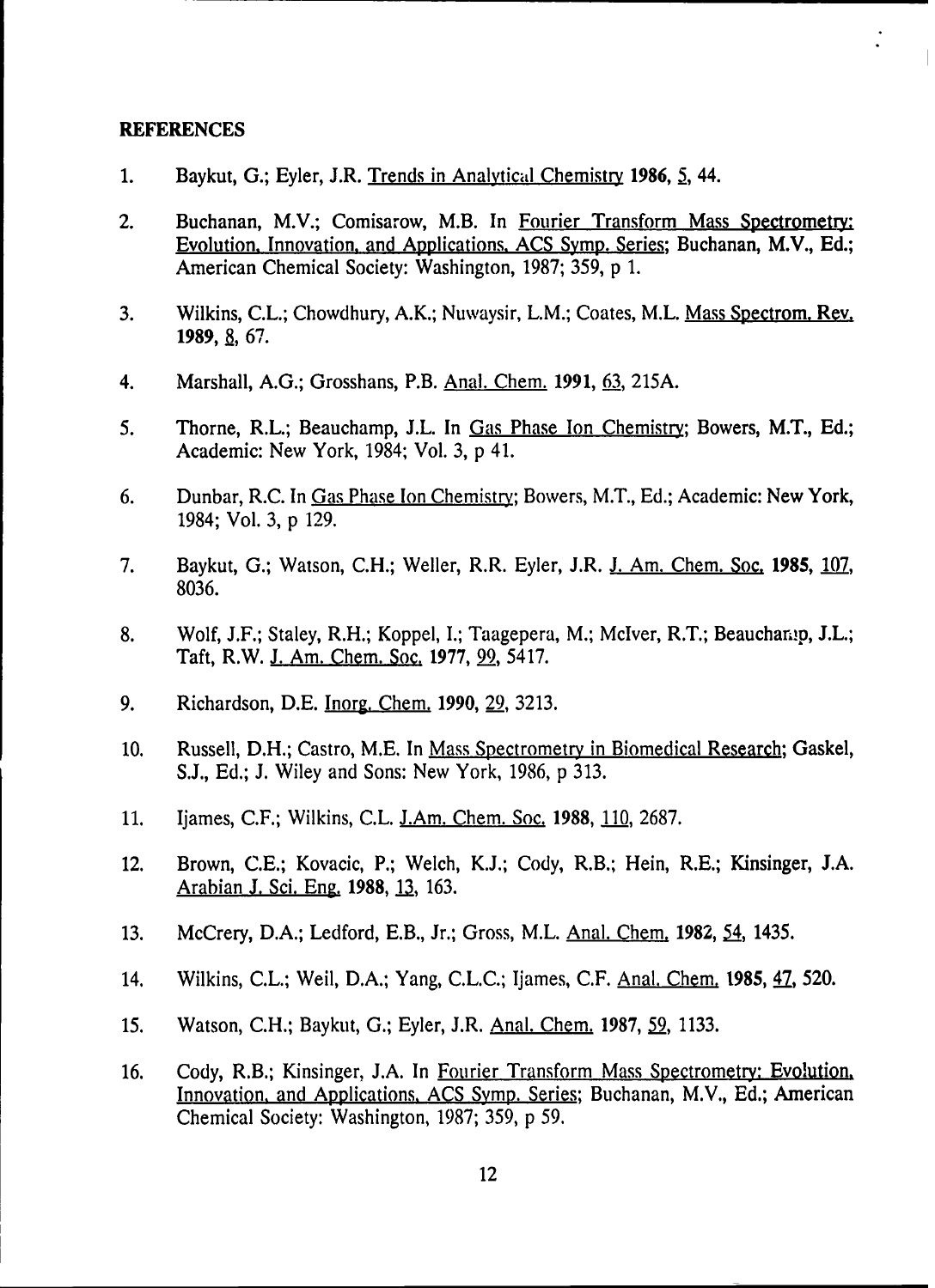## REFERENCES

1. Baykut, G.; Eyler, J.R. Trends in Analytical Chemistry **1986**, 5, 44.

2. Buchanan, M.V.; Comisarow, M.B. In Fourier Transform Mass Spectrometry: Evolution, Innovation, and Applications, ACS Symp. Series; Buchanan, M.V., Ed.; American Chemical Society: Washington, 1987; 359, p 1.

3. Wilkins, C.L.; Chowdhury, A.K.; Nuwaysir, L.M.; Coates, M.L. Mass Spectrom. Rev. **1989**, 8, 67.

4. Marshall, A.G.; Grosshans, P.B. Anal. Chem. **1991**, 63, 215A.

5. Thorne, R.L.; Beauchamp, J.L. In Gas Phase Ion Chemistry; Bowers, M.T., Ed.; Academic: New York, 1984; Vol. 3, p 41.

6. Dunbar, R.C. In Gas Phase Ion Chemistry; Bowers, M.T., Ed.; Academic: New York, 1984; Vol. 3, p 129.

7. Baykut, G.; Watson, C.H.; Weller, R.R. Eyler, J.R. J. Am. Chem. Soc. **1985**, 107, 8036.

8. Wolf, J.F.; Staley, R.H.; Koppel, I.; Taagepera, M.; McIver, R.T.; Beauchamp, J.L.; Taft, R.W. J. Am. Chem. Soc. **1977**, 99, 5417.

9. Richardson, D.E. Inorg. Chem. **1990**, 29, 3213.

10. Russell, D.H.; Castro, M.E. In Mass Spectrometry in Biomedical Research; Gaskel, S.J., Ed.; J. Wiley and Sons: New York, 1986, p 313.

11. Ijames, C.F.; Wilkins, C.L. J.Am. Chem. Soc. **1988**, 110, 2687.

12. Brown, C.E.; Kovacic, P.; Welch, K.J.; Cody, R.B.; Hein, R.E.; Kinsinger, J.A. Arabian J. Sci. Eng. **1988**, 13, 163.

13. McCrery, D.A.; Ledford, E.B., Jr.; Gross, M.L. Anal. Chem. **1982**, 54, 1435.

14. Wilkins, C.L.; Weil, D.A.; Yang, C.L.C.; Ijames, C.F. Anal. Chem. **1985**, 47, 520.

15. Watson, C.H.; Baykut, G.; Eyler, J.R. Anal. Chem. **1987**, 59, 1133.

16. Cody, R.B.; Kinsinger, J.A. In Fourier Transform Mass Spectrometry: Evolution, Innovation, and Applications, ACS Symp. Series; Buchanan, M.V., Ed.; American Chemical Society: Washington, 1987; 359, p 59.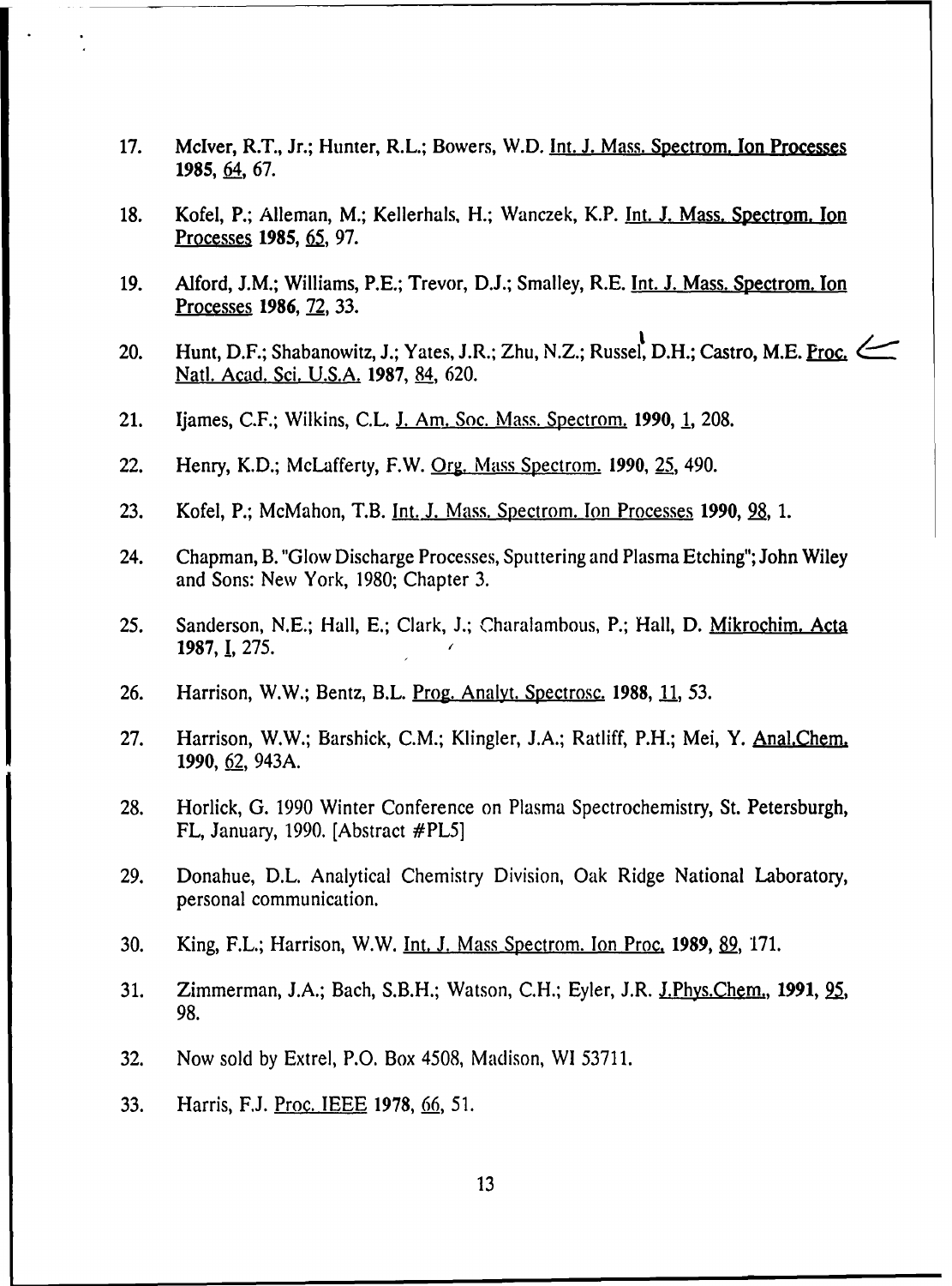17. McIver, R.T., Jr.; Hunter, R.L.; Bowers, W.D. Int. J. Mass. Spectrom. Ion Processes **1985**, 64, 67.

18. Kofel, P.; Alleman, M.; Kellerhals, H.; Wanczek, K.P. Int. J. Mass. Spectrom. Ion Processes **1985**, 65, 97.

19. Alford, J.M.; Williams, P.E.; Trevor, D.J.; Smalley, R.E. Int. J. Mass. Spectrom. Ion Processes **1986**, 72, 33.

20. Hunt, D.F.; Shabanowitz, J.; Yates, J.R.; Zhu, N.Z.; Russel, D.H.; Castro, M.E. Proc. Natl. Acad. Sci. U.S.A. **1987**, 84, 620.

21. Ijames, C.F.; Wilkins, C.L. J. Am. Soc. Mass. Spectrom. **1990**, 1, 208.

22. Henry, K.D.; McLafferty, F.W. Org. Mass Spectrom. **1990**, 25, 490.

23. Kofel, P.; McMahon, T.B. Int. J. Mass. Spectrom. Ion Processes **1990**, 98, 1.

24. Chapman, B. "Glow Discharge Processes, Sputtering and Plasma Etching"; John Wiley and Sons: New York, 1980; Chapter 3.

25. Sanderson, N.E.; Hall, E.; Clark, J.; Charalambous, P.; Hall, D. Mikrochim. Acta **1987**, I, 275.

26. Harrison, W.W.; Bentz, B.L. Prog. Analyt. Spectrosc. **1988**, 11, 53.

27. Harrison, W.W.; Barshick, C.M.; Klingler, J.A.; Ratliff, P.H.; Mei, Y. Anal.Chem. **1990**, 62, 943A.

28. Horlick, G. 1990 Winter Conference on Plasma Spectrochemistry, St. Petersburgh, FL, January, 1990. [Abstract #PL5]

29. Donahue, D.L. Analytical Chemistry Division, Oak Ridge National Laboratory, personal communication.

30. King, F.L.; Harrison, W.W. Int. J. Mass Spectrom. Ion Proc. **1989**, 89, 171.

31. Zimmerman, J.A.; Bach, S.B.H.; Watson, C.H.; Eyler, J.R. J.Phys.Chem., **1991**, 95, 98.

32. Now sold by Extrel, P.O. Box 4508, Madison, WI 53711.

33. Harris, F.J. Proc. IEEE **1978**, 66, 51.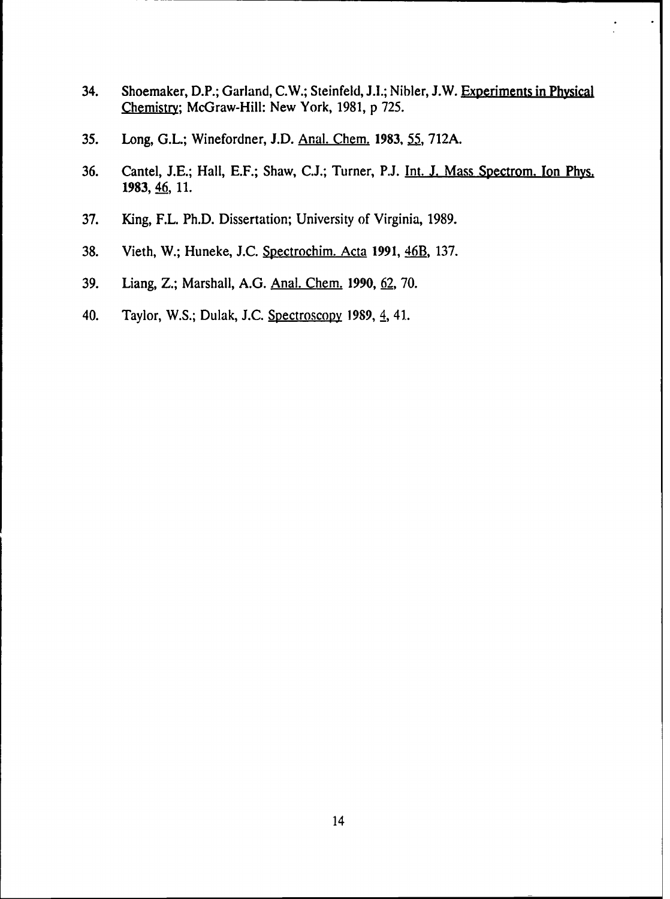34. Shoemaker, D.P.; Garland, C.W.; Steinfeld, J.I.; Nibler, J.W. Experiments in Physical Chemistry; McGraw-Hill: New York, 1981, p 725.

35. Long, G.L.; Winefordner, J.D. Anal. Chem. **1983**, 55, 712A.

36. Cantel, J.E.; Hall, E.F.; Shaw, C.J.; Turner, P.J. Int. J. Mass Spectrom. Ion Phys. **1983**, 46, 11.

37. King, F.L. Ph.D. Dissertation; University of Virginia, 1989.

38. Vieth, W.; Huneke, J.C. Spectrochim. Acta **1991**, 46B, 137.

39. Liang, Z.; Marshall, A.G. Anal. Chem. **1990**, 62, 70.

40. Taylor, W.S.; Dulak, J.C. Spectroscopy **1989**, 4, 41.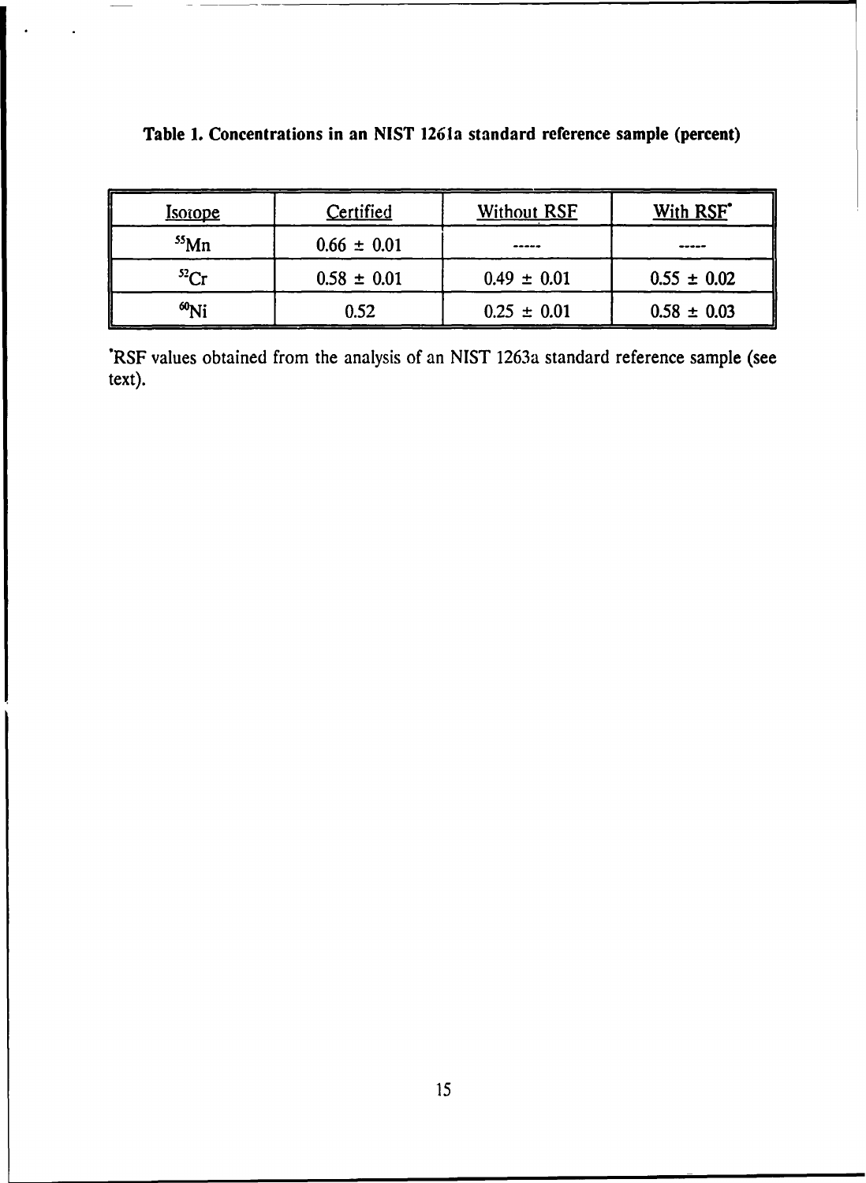**Table 1. Concentrations in an NIST 1261a standard reference sample (percent)**

| Isotope | Certified | Without RSF | With RSF* |
|---|---|---|---|
| $^{55}Mn$ | 0.66 ± 0.01 | ----- | ----- |
| $^{52}Cr$ | 0.58 ± 0.01 | 0.49 ± 0.01 | 0.55 ± 0.02 |
| $^{60}Ni$ | 0.52 | 0.25 ± 0.01 | 0.58 ± 0.03 |

*RSF values obtained from the analysis of an NIST 1263a standard reference sample (see text).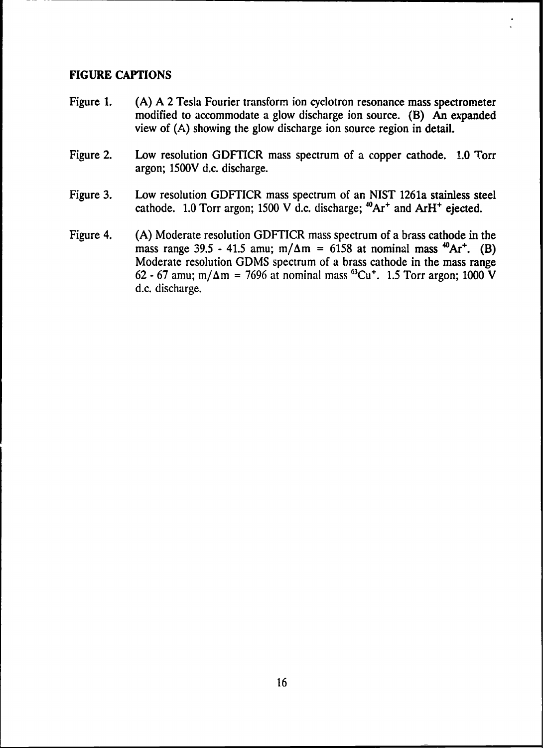**FIGURE CAPTIONS**

Figure 1. (A) A 2 Tesla Fourier transform ion cyclotron resonance mass spectrometer modified to accommodate a glow discharge ion source. (B) An expanded view of (A) showing the glow discharge ion source region in detail.

Figure 2. Low resolution GDFTICR mass spectrum of a copper cathode. 1.0 Torr argon; 1500V d.c. discharge.

Figure 3. Low resolution GDFTICR mass spectrum of an NIST 1261a stainless steel cathode. 1.0 Torr argon; 1500 V d.c. discharge; $^{40}Ar^{+}$ and $ArH^{+}$ ejected.

Figure 4. (A) Moderate resolution GDFTICR mass spectrum of a brass cathode in the mass range 39.5 - 41.5 amu; $m/\Delta m = 6158$ at nominal mass $^{40}Ar^{+}$. (B) Moderate resolution GDMS spectrum of a brass cathode in the mass range 62 - 67 amu; $m/\Delta m = 7696$ at nominal mass $^{63}Cu^{+}$. 1.5 Torr argon; 1000 V d.c. discharge.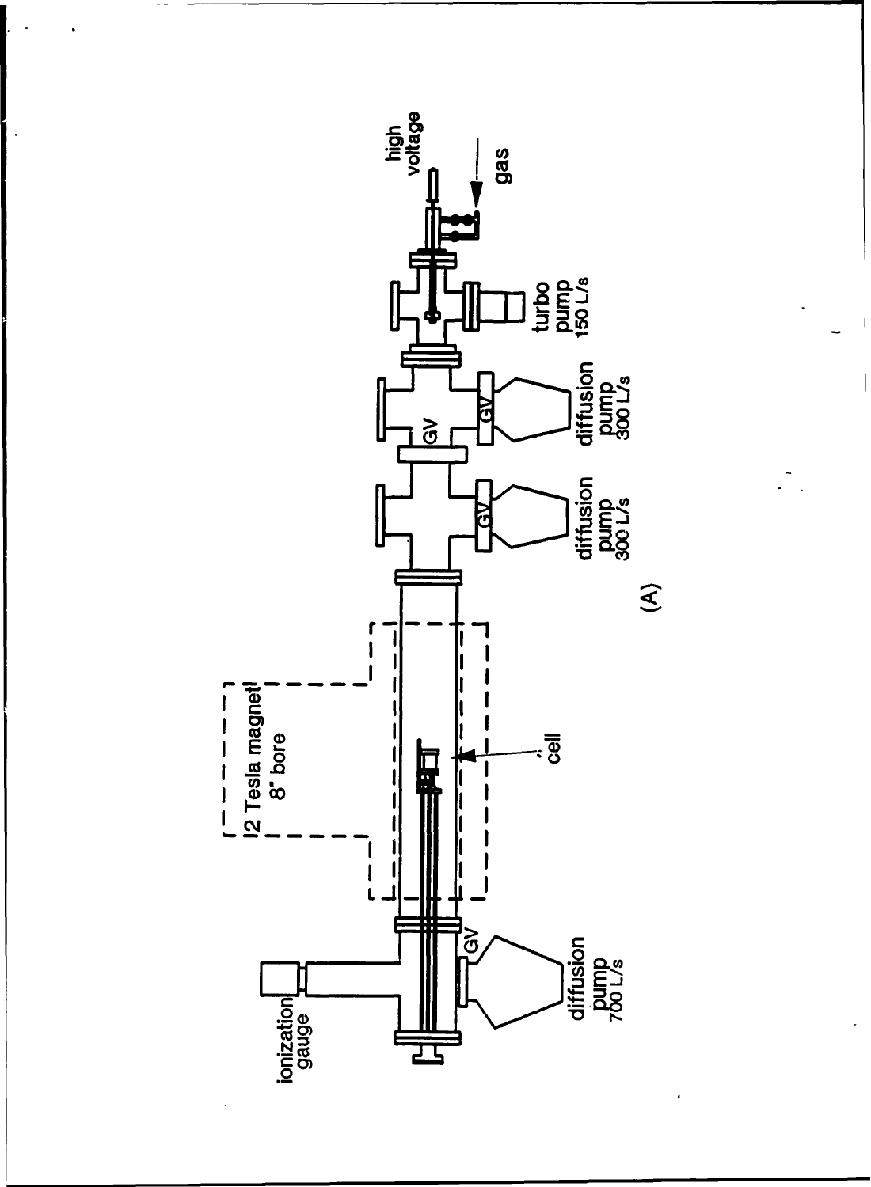ionization gauge

diffusion pump 700 L/s

GV

2 Tesla magnet 8" bore

cell

GV

diffusion pump 300 L/s

GV

GV

diffusion pump 300 L/s

turbo pump 150 L/s

high voltage

gas

(A)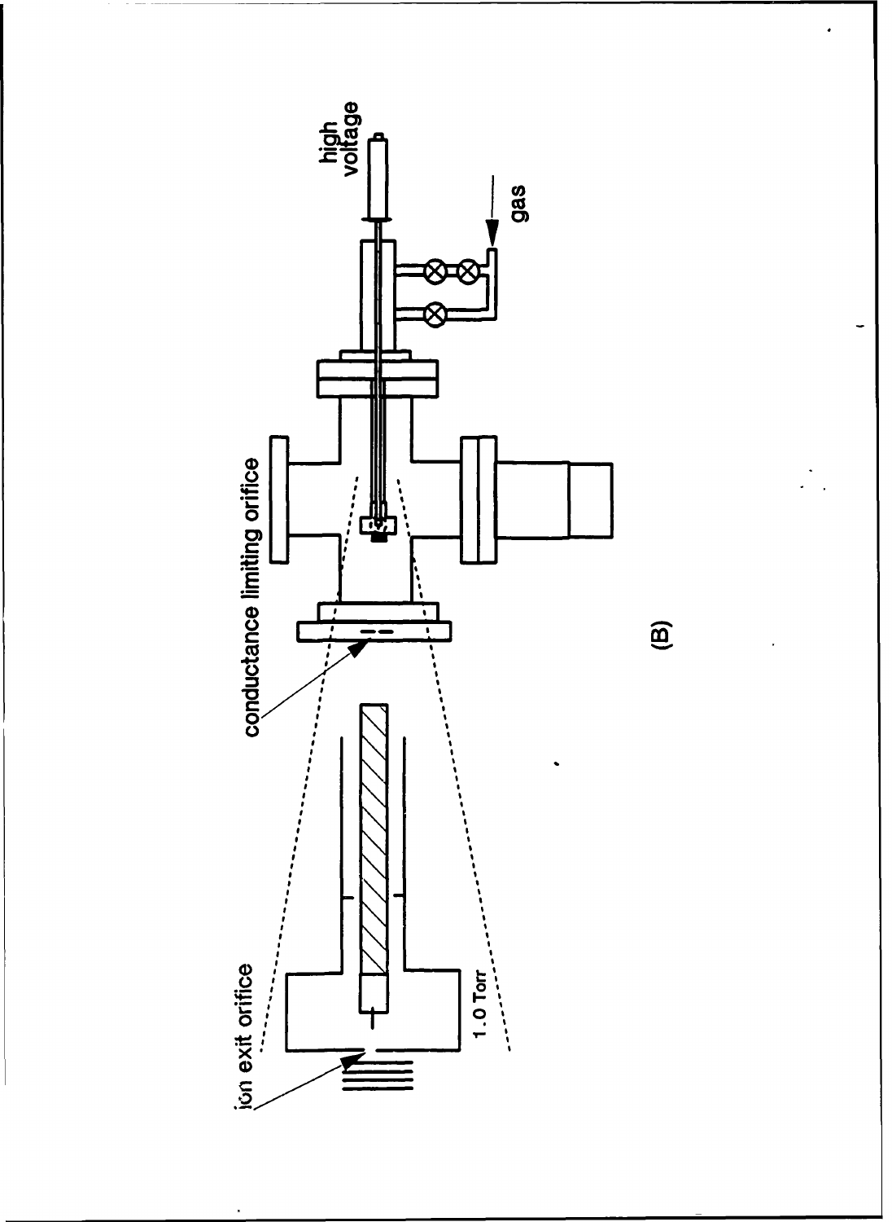high voltage

gas

conductance limiting orifice

ion exit orifice

1.0 Torr

(B)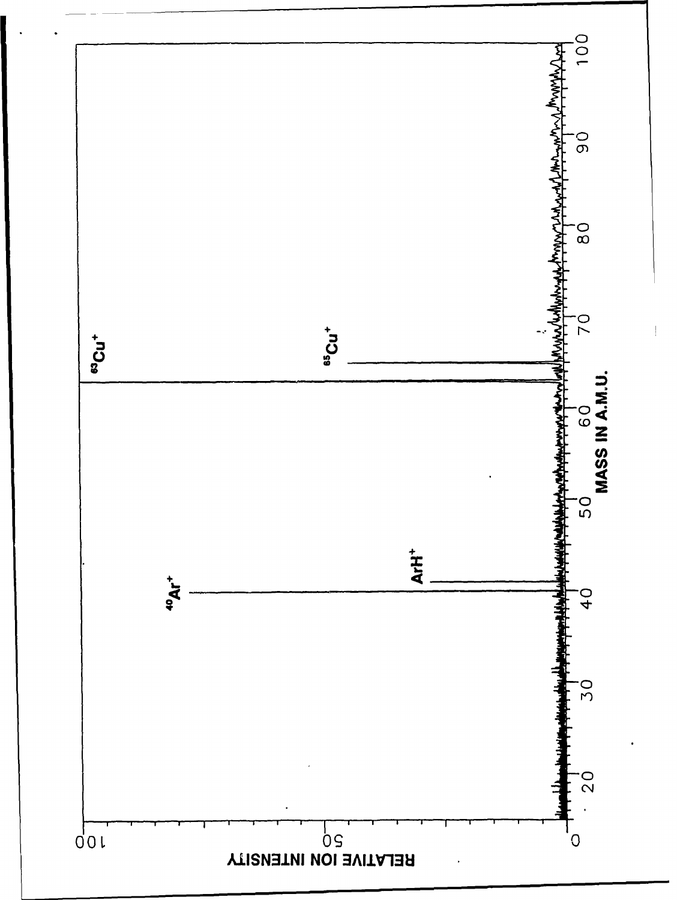$^{63}Cu^+$

$^{65}Cu^+$

$^{40}Ar^+$

$ArH^+$

RELATIVE ION INTENSITY

0 50 100

MASS IN A.M.U.

20 30 40 50 60 70 80 90 100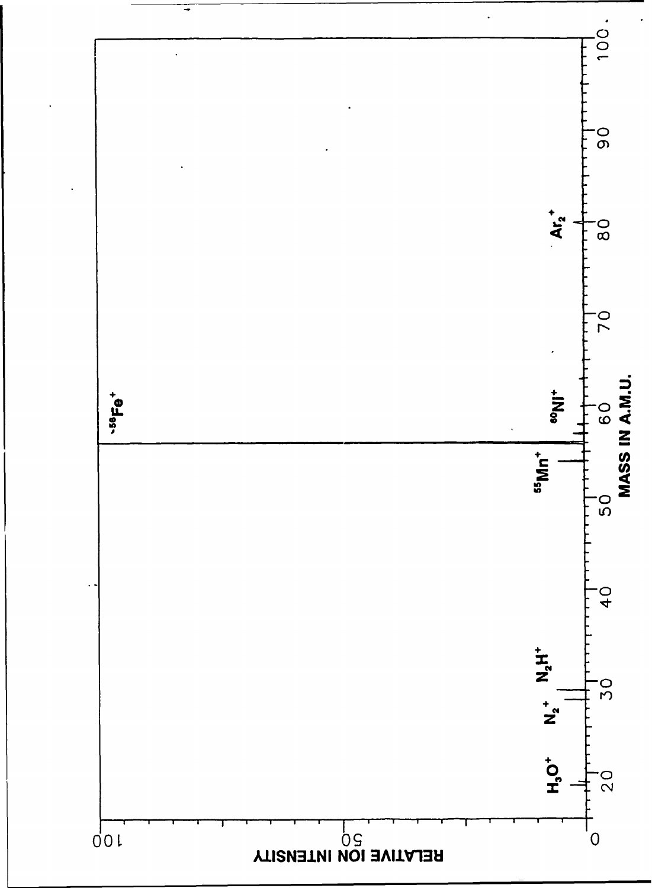RELATIVE ION INTENSITY

0

50

100

$H_3O^+$

$N_2^+$

$N_2H^+$

$^{55}Mn^+$

$^{56}Fe^+$

$^{60}Ni^+$

$Ar_2^+$

20 30 40 50 60 70 80 90 100

MASS IN A.M.U.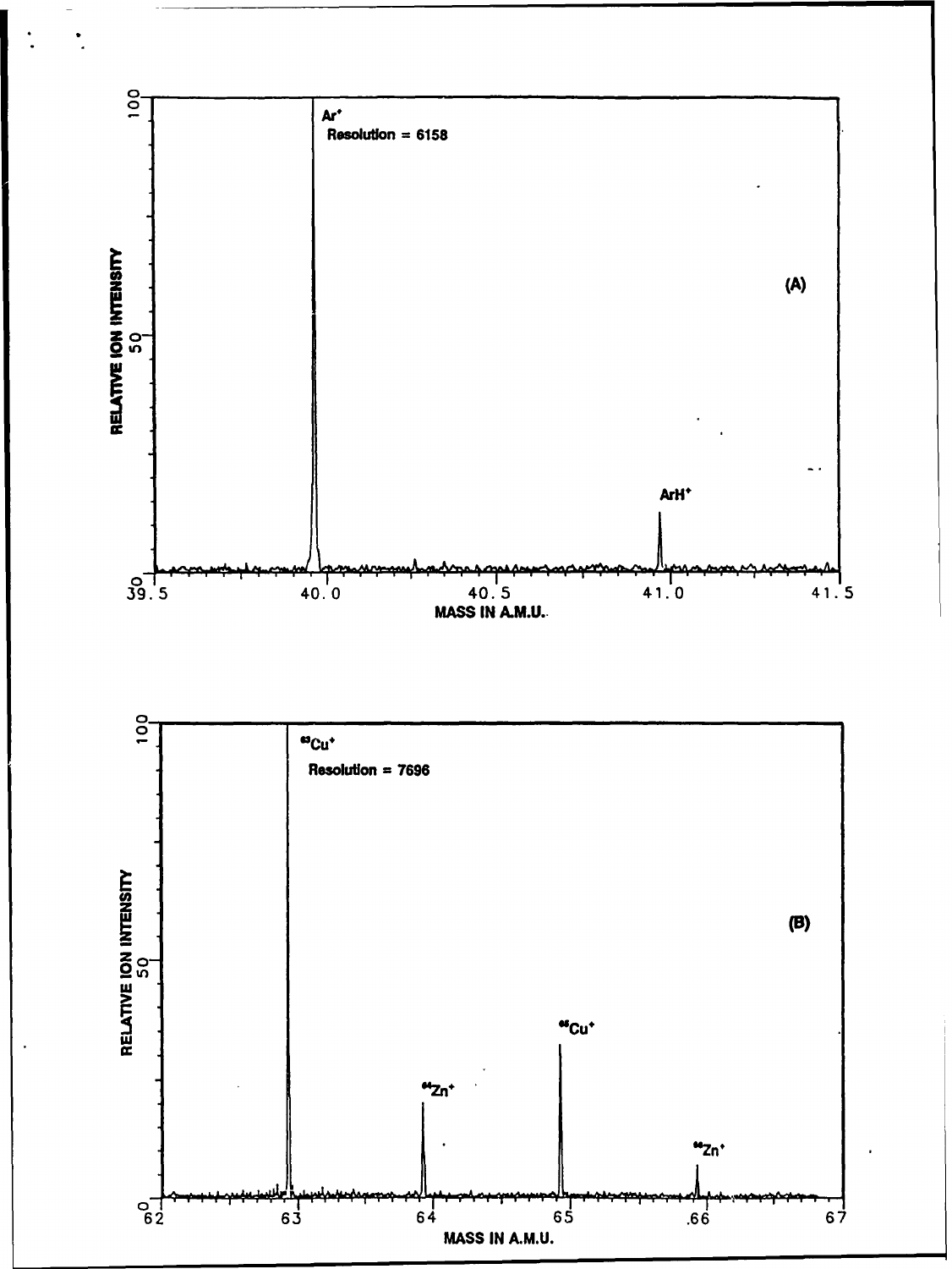Ar$^{+}$
Resolution = 6158

ArH$^{+}$

(A)

RELATIVE ION INTENSITY

MASS IN A.M.U.

$^{63}Cu^{+}$
Resolution = 7696

$^{64}Zn^{+}$

$^{65}Cu^{+}$

$^{66}Zn^{+}$

(B)

RELATIVE ION INTENSITY

MASS IN A.M.U.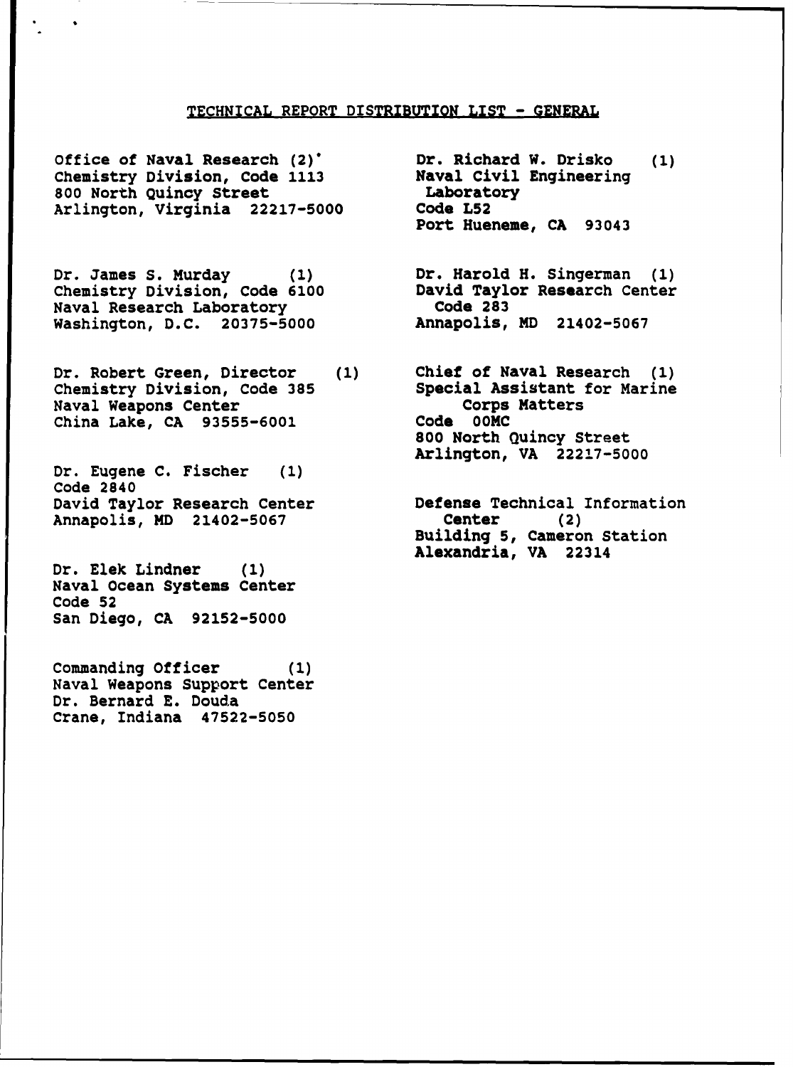## TECHNICAL REPORT DISTRIBUTION LIST - GENERAL

Office of Naval Research (2)*
Chemistry Division, Code 1113
800 North Quincy Street
Arlington, Virginia 22217-5000

Dr. James S. Murday (1)
Chemistry Division, Code 6100
Naval Research Laboratory
Washington, D.C. 20375-5000

Dr. Robert Green, Director (1)
Chemistry Division, Code 385
Naval Weapons Center
China Lake, CA 93555-6001

Dr. Eugene C. Fischer (1)
Code 2840
David Taylor Research Center
Annapolis, MD 21402-5067

Dr. Elek Lindner (1)
Naval Ocean Systems Center
Code 52
San Diego, CA 92152-5000

Commanding Officer (1)
Naval Weapons Support Center
Dr. Bernard E. Douda
Crane, Indiana 47522-5050

Dr. Richard W. Drisko (1)
Naval Civil Engineering Laboratory
Code L52
Port Hueneme, CA 93043

Dr. Harold H. Singerman (1)
David Taylor Research Center
Code 283
Annapolis, MD 21402-5067

Chief of Naval Research (1)
Special Assistant for Marine Corps Matters
Code 00MC
800 North Quincy Street
Arlington, VA 22217-5000

Defense Technical Information Center (2)
Building 5, Cameron Station
Alexandria, VA 22314